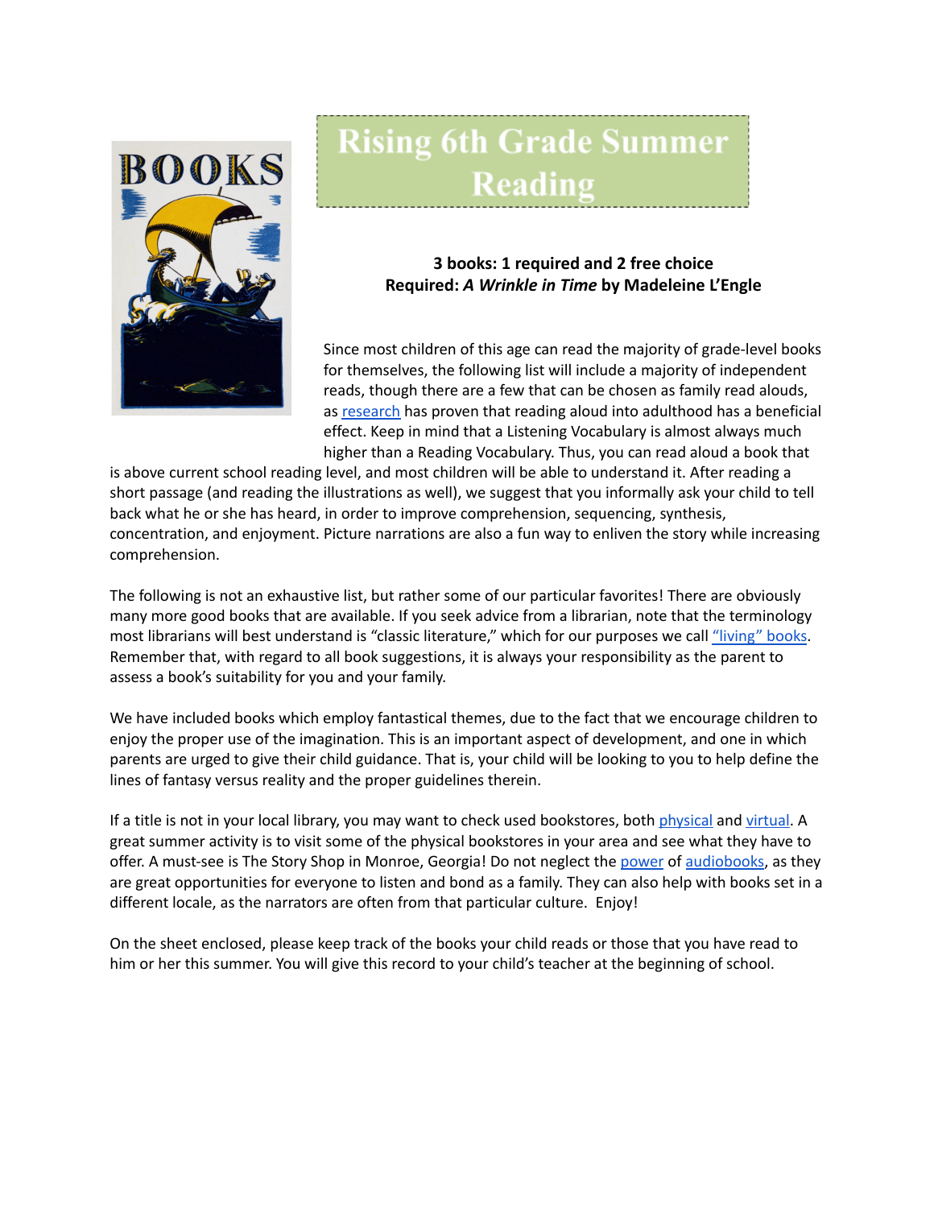# Rising 6th Grade Summer Reading

**3 books: 1 required and 2 free choice**
**Required: *A Wrinkle in Time* by Madeleine L'Engle**

Since most children of this age can read the majority of grade-level books for themselves, the following list will include a majority of independent reads, though there are a few that can be chosen as family read alouds, as research has proven that reading aloud into adulthood has a beneficial effect. Keep in mind that a Listening Vocabulary is almost always much higher than a Reading Vocabulary. Thus, you can read aloud a book that is above current school reading level, and most children will be able to understand it. After reading a short passage (and reading the illustrations as well), we suggest that you informally ask your child to tell back what he or she has heard, in order to improve comprehension, sequencing, synthesis, concentration, and enjoyment. Picture narrations are also a fun way to enliven the story while increasing comprehension.

The following is not an exhaustive list, but rather some of our particular favorites! There are obviously many more good books that are available. If you seek advice from a librarian, note that the terminology most librarians will best understand is "classic literature," which for our purposes we call "living" books. Remember that, with regard to all book suggestions, it is always your responsibility as the parent to assess a book's suitability for you and your family.

We have included books which employ fantastical themes, due to the fact that we encourage children to enjoy the proper use of the imagination. This is an important aspect of development, and one in which parents are urged to give their child guidance. That is, your child will be looking to you to help define the lines of fantasy versus reality and the proper guidelines therein.

If a title is not in your local library, you may want to check used bookstores, both physical and virtual. A great summer activity is to visit some of the physical bookstores in your area and see what they have to offer. A must-see is The Story Shop in Monroe, Georgia! Do not neglect the power of audiobooks, as they are great opportunities for everyone to listen and bond as a family. They can also help with books set in a different locale, as the narrators are often from that particular culture. Enjoy!

On the sheet enclosed, please keep track of the books your child reads or those that you have read to him or her this summer. You will give this record to your child's teacher at the beginning of school.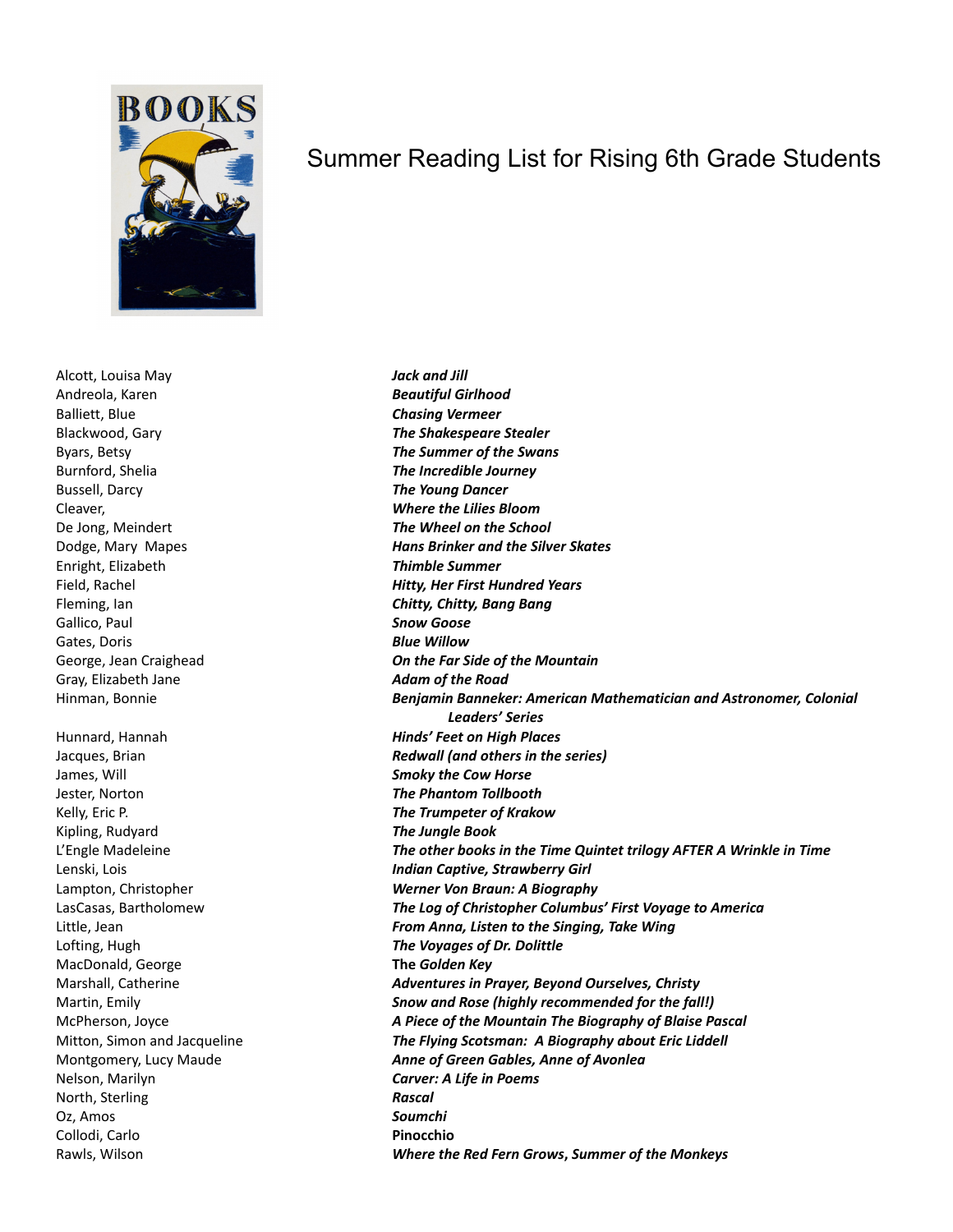# Summer Reading List for Rising 6th Grade Students

| | |
|---|---|
| Alcott, Louisa May | ***Jack and Jill*** |
| Andreola, Karen | ***Beautiful Girlhood*** |
| Balliett, Blue | ***Chasing Vermeer*** |
| Blackwood, Gary | ***The Shakespeare Stealer*** |
| Byars, Betsy | ***The Summer of the Swans*** |
| Burnford, Shelia | ***The Incredible Journey*** |
| Bussell, Darcy | ***The Young Dancer*** |
| Cleaver, | ***Where the Lilies Bloom*** |
| De Jong, Meindert | ***The Wheel on the School*** |
| Dodge, Mary Mapes | ***Hans Brinker and the Silver Skates*** |
| Enright, Elizabeth | ***Thimble Summer*** |
| Field, Rachel | ***Hitty, Her First Hundred Years*** |
| Fleming, Ian | ***Chitty, Chitty, Bang Bang*** |
| Gallico, Paul | ***Snow Goose*** |
| Gates, Doris | ***Blue Willow*** |
| George, Jean Craighead | ***On the Far Side of the Mountain*** |
| Gray, Elizabeth Jane | ***Adam of the Road*** |
| Hinman, Bonnie | ***Benjamin Banneker: American Mathematician and Astronomer, Colonial Leaders' Series*** |
| Hunnard, Hannah | ***Hinds' Feet on High Places*** |
| Jacques, Brian | ***Redwall (and others in the series)*** |
| James, Will | ***Smoky the Cow Horse*** |
| Jester, Norton | ***The Phantom Tollbooth*** |
| Kelly, Eric P. | ***The Trumpeter of Krakow*** |
| Kipling, Rudyard | ***The Jungle Book*** |
| L'Engle Madeleine | ***The other books in the Time Quintet trilogy AFTER A Wrinkle in Time*** |
| Lenski, Lois | ***Indian Captive, Strawberry Girl*** |
| Lampton, Christopher | ***Werner Von Braun: A Biography*** |
| LasCasas, Bartholomew | ***The Log of Christopher Columbus' First Voyage to America*** |
| Little, Jean | ***From Anna, Listen to the Singing, Take Wing*** |
| Lofting, Hugh | ***The Voyages of Dr. Dolittle*** |
| MacDonald, George | **The *Golden Key*** |
| Marshall, Catherine | ***Adventures in Prayer, Beyond Ourselves, Christy*** |
| Martin, Emily | ***Snow and Rose (highly recommended for the fall!)*** |
| McPherson, Joyce | ***A Piece of the Mountain The Biography of Blaise Pascal*** |
| Mitton, Simon and Jacqueline | ***The Flying Scotsman: A Biography about Eric Liddell*** |
| Montgomery, Lucy Maude | ***Anne of Green Gables, Anne of Avonlea*** |
| Nelson, Marilyn | ***Carver: A Life in Poems*** |
| North, Sterling | ***Rascal*** |
| Oz, Amos | ***Soumchi*** |
| Collodi, Carlo | **Pinocchio** |
| Rawls, Wilson | ***Where the Red Fern Grows, Summer of the Monkeys*** |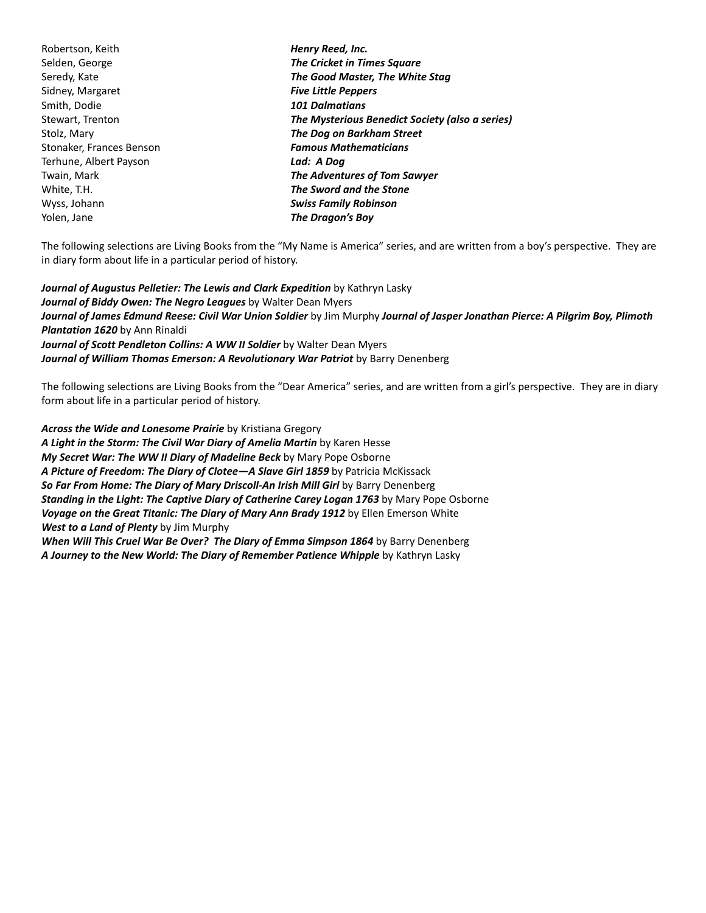| | |
|---|---|
| Robertson, Keith | ***Henry Reed, Inc.*** |
| Selden, George | ***The Cricket in Times Square*** |
| Seredy, Kate | ***The Good Master, The White Stag*** |
| Sidney, Margaret | ***Five Little Peppers*** |
| Smith, Dodie | ***101 Dalmatians*** |
| Stewart, Trenton | ***The Mysterious Benedict Society (also a series)*** |
| Stolz, Mary | ***The Dog on Barkham Street*** |
| Stonaker, Frances Benson | ***Famous Mathematicians*** |
| Terhune, Albert Payson | ***Lad: A Dog*** |
| Twain, Mark | ***The Adventures of Tom Sawyer*** |
| White, T.H. | ***The Sword and the Stone*** |
| Wyss, Johann | ***Swiss Family Robinson*** |
| Yolen, Jane | ***The Dragon's Boy*** |

The following selections are Living Books from the "My Name is America" series, and are written from a boy's perspective. They are in diary form about life in a particular period of history.

***Journal of Augustus Pelletier: The Lewis and Clark Expedition*** by Kathryn Lasky
***Journal of Biddy Owen: The Negro Leagues*** by Walter Dean Myers
***Journal of James Edmund Reese: Civil War Union Soldier*** by Jim Murphy ***Journal of Jasper Jonathan Pierce: A Pilgrim Boy, Plimoth Plantation 1620*** by Ann Rinaldi
***Journal of Scott Pendleton Collins: A WW II Soldier*** by Walter Dean Myers
***Journal of William Thomas Emerson: A Revolutionary War Patriot*** by Barry Denenberg

The following selections are Living Books from the "Dear America" series, and are written from a girl's perspective. They are in diary form about life in a particular period of history.

***Across the Wide and Lonesome Prairie*** by Kristiana Gregory
***A Light in the Storm: The Civil War Diary of Amelia Martin*** by Karen Hesse
***My Secret War: The WW II Diary of Madeline Beck*** by Mary Pope Osborne
***A Picture of Freedom: The Diary of Clotee—A Slave Girl 1859*** by Patricia McKissack
***So Far From Home: The Diary of Mary Driscoll-An Irish Mill Girl*** by Barry Denenberg
***Standing in the Light: The Captive Diary of Catherine Carey Logan 1763*** by Mary Pope Osborne
***Voyage on the Great Titanic: The Diary of Mary Ann Brady 1912*** by Ellen Emerson White
***West to a Land of Plenty*** by Jim Murphy
***When Will This Cruel War Be Over? The Diary of Emma Simpson 1864*** by Barry Denenberg
***A Journey to the New World: The Diary of Remember Patience Whipple*** by Kathryn Lasky